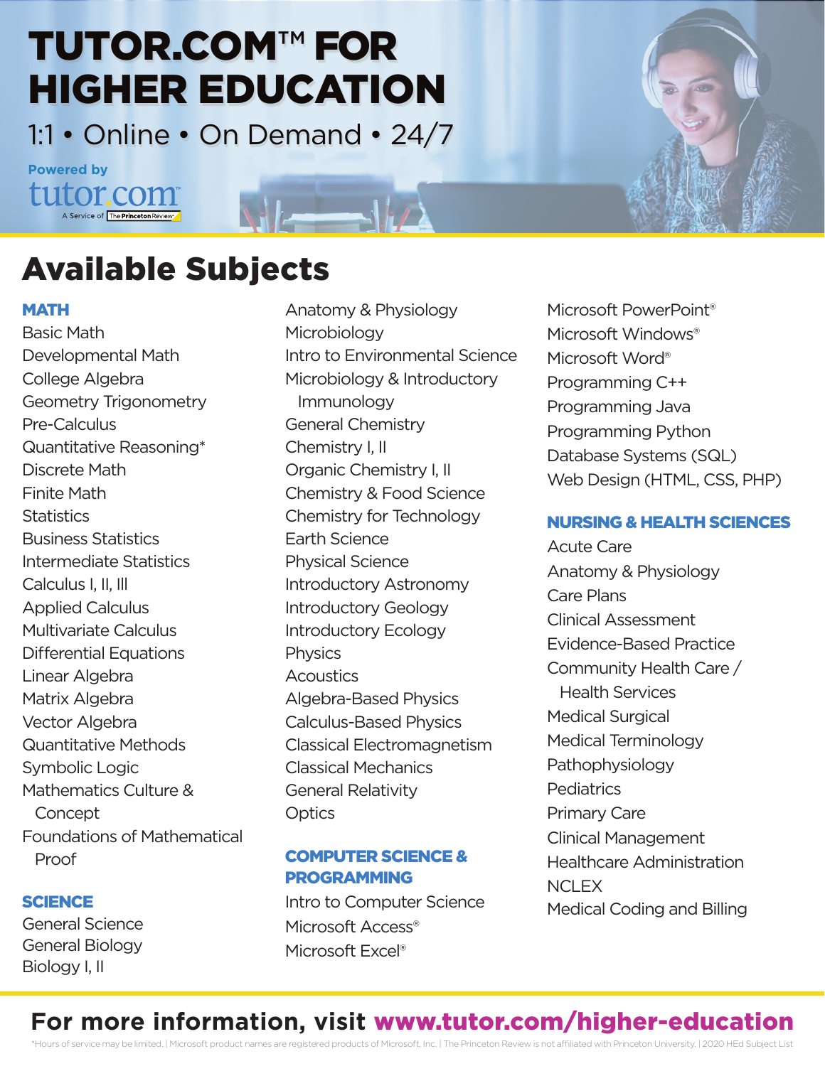# TUTOR.COM™ FOR HIGHER EDUCATION

1:1 • Online • On Demand • 24/7

Powered by tutor.com™ A Service of The Princeton Review®

## Available Subjects

### MATH

- Basic Math
- Developmental Math
- College Algebra
- Geometry Trigonometry
- Pre-Calculus
- Quantitative Reasoning*
- Discrete Math
- Finite Math
- Statistics
- Business Statistics
- Intermediate Statistics
- Calculus I, II, III
- Applied Calculus
- Multivariate Calculus
- Differential Equations
- Linear Algebra
- Matrix Algebra
- Vector Algebra
- Quantitative Methods
- Symbolic Logic
- Mathematics Culture & Concept
- Foundations of Mathematical Proof

### SCIENCE

- General Science
- General Biology
- Biology I, II
- Anatomy & Physiology
- Microbiology
- Intro to Environmental Science
- Microbiology & Introductory Immunology
- General Chemistry
- Chemistry I, II
- Organic Chemistry I, II
- Chemistry & Food Science
- Chemistry for Technology
- Earth Science
- Physical Science
- Introductory Astronomy
- Introductory Geology
- Introductory Ecology
- Physics
- Acoustics
- Algebra-Based Physics
- Calculus-Based Physics
- Classical Electromagnetism
- Classical Mechanics
- General Relativity
- Optics

### COMPUTER SCIENCE & PROGRAMMING

- Intro to Computer Science
- Microsoft Access®
- Microsoft Excel®
- Microsoft PowerPoint®
- Microsoft Windows®
- Microsoft Word®
- Programming C++
- Programming Java
- Programming Python
- Database Systems (SQL)
- Web Design (HTML, CSS, PHP)

### NURSING & HEALTH SCIENCES

- Acute Care
- Anatomy & Physiology
- Care Plans
- Clinical Assessment
- Evidence-Based Practice
- Community Health Care / Health Services
- Medical Surgical
- Medical Terminology
- Pathophysiology
- Pediatrics
- Primary Care
- Clinical Management
- Healthcare Administration
- NCLEX
- Medical Coding and Billing

**For more information, visit www.tutor.com/higher-education**

*Hours of service may be limited. | Microsoft product names are registered products of Microsoft, Inc. | The Princeton Review is not affiliated with Princeton University. | 2020 HEd Subject List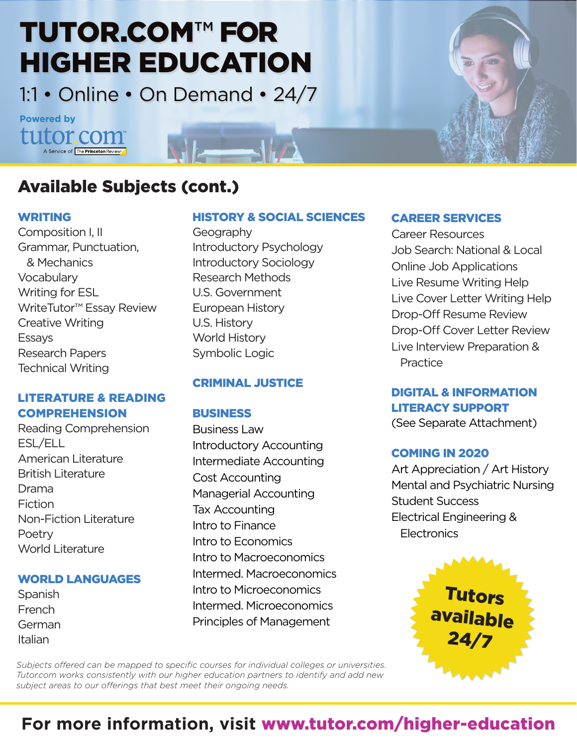# TUTOR.COM™ FOR HIGHER EDUCATION

1:1 • Online • On Demand • 24/7

Powered by tutor.com

A Service of The Princeton Review

## Available Subjects (cont.)

### WRITING

- Composition I, II
- Grammar, Punctuation, & Mechanics
- Vocabulary
- Writing for ESL
- WriteTutor™ Essay Review
- Creative Writing
- Essays
- Research Papers
- Technical Writing

### LITERATURE & READING COMPREHENSION

- Reading Comprehension
- ESL/ELL
- American Literature
- British Literature
- Drama
- Fiction
- Non-Fiction Literature
- Poetry
- World Literature

### WORLD LANGUAGES

- Spanish
- French
- German
- Italian

### HISTORY & SOCIAL SCIENCES

- Geography
- Introductory Psychology
- Introductory Sociology
- Research Methods
- U.S. Government
- European History
- U.S. History
- World History
- Symbolic Logic

### CRIMINAL JUSTICE

### BUSINESS

- Business Law
- Introductory Accounting
- Intermediate Accounting
- Cost Accounting
- Managerial Accounting
- Tax Accounting
- Intro to Finance
- Intro to Economics
- Intro to Macroeconomics
- Intermed. Macroeconomics
- Intro to Microeconomics
- Intermed. Microeconomics
- Principles of Management

### CAREER SERVICES

- Career Resources
- Job Search: National & Local
- Online Job Applications
- Live Resume Writing Help
- Live Cover Letter Writing Help
- Drop-Off Resume Review
- Drop-Off Cover Letter Review
- Live Interview Preparation & Practice

### DIGITAL & INFORMATION LITERACY SUPPORT

(See Separate Attachment)

### COMING IN 2020

- Art Appreciation / Art History
- Mental and Psychiatric Nursing
- Student Success
- Electrical Engineering & Electronics

**Tutors available 24/7**

*Subjects offered can be mapped to specific courses for individual colleges or universities. Tutor.com works consistently with our higher education partners to identify and add new subject areas to our offerings that best meet their ongoing needs.*

**For more information, visit www.tutor.com/higher-education**